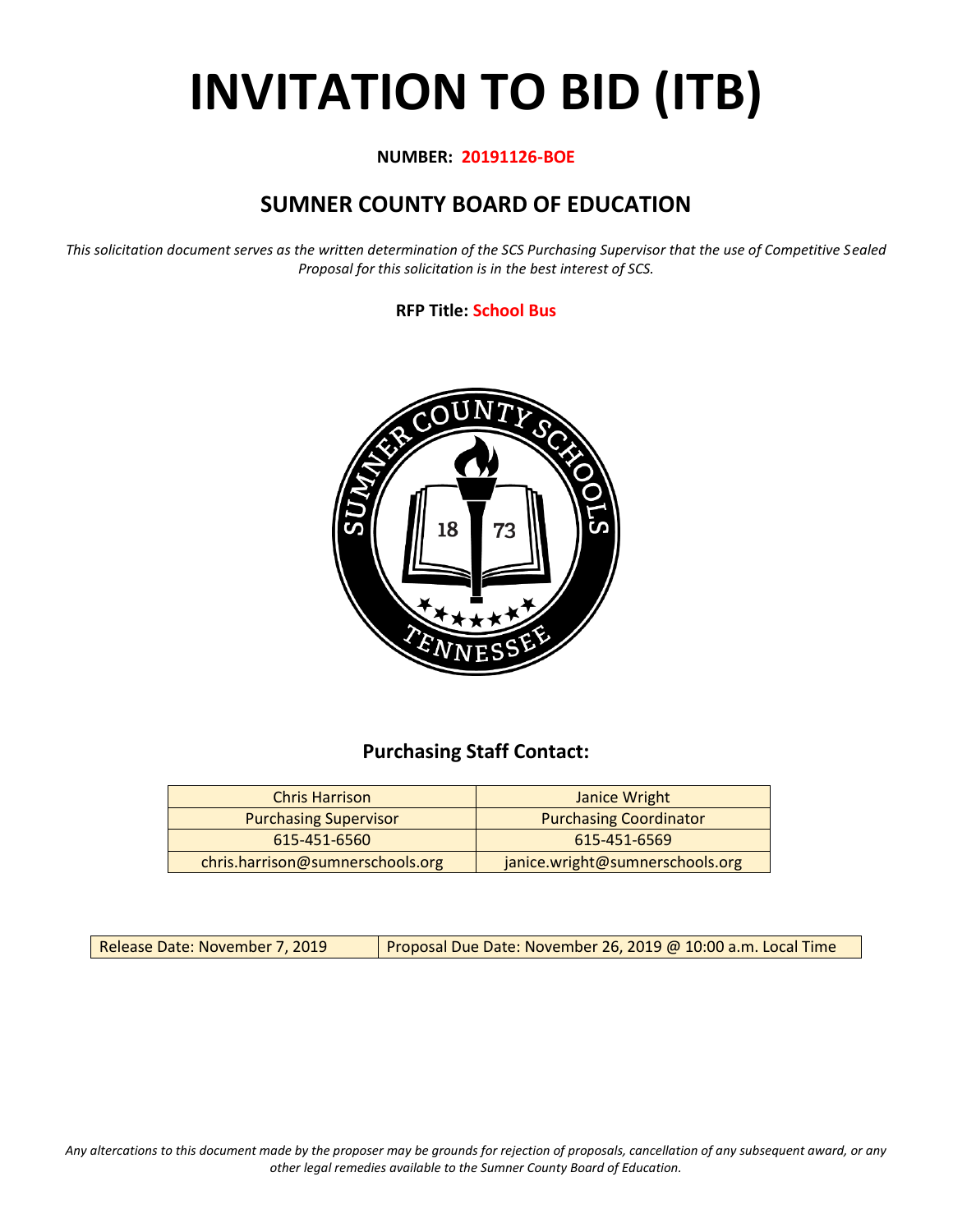# INVITATION TO BID (ITB)

**NUMBER: 20191126-BOE**

## SUMNER COUNTY BOARD OF EDUCATION

*This solicitation document serves as the written determination of the SCS Purchasing Supervisor that the use of Competitive Sealed Proposal for this solicitation is in the best interest of SCS.*

**RFP Title: School Bus**

### Purchasing Staff Contact:

| Chris Harrison | Janice Wright |
|---|---|
| Purchasing Supervisor | Purchasing Coordinator |
| 615-451-6560 | 615-451-6569 |
| chris.harrison@sumnerschools.org | janice.wright@sumnerschools.org |

| Release Date: November 7, 2019 | Proposal Due Date: November 26, 2019 @ 10:00 a.m. Local Time |
|---|---|

*Any altercations to this document made by the proposer may be grounds for rejection of proposals, cancellation of any subsequent award, or any other legal remedies available to the Sumner County Board of Education.*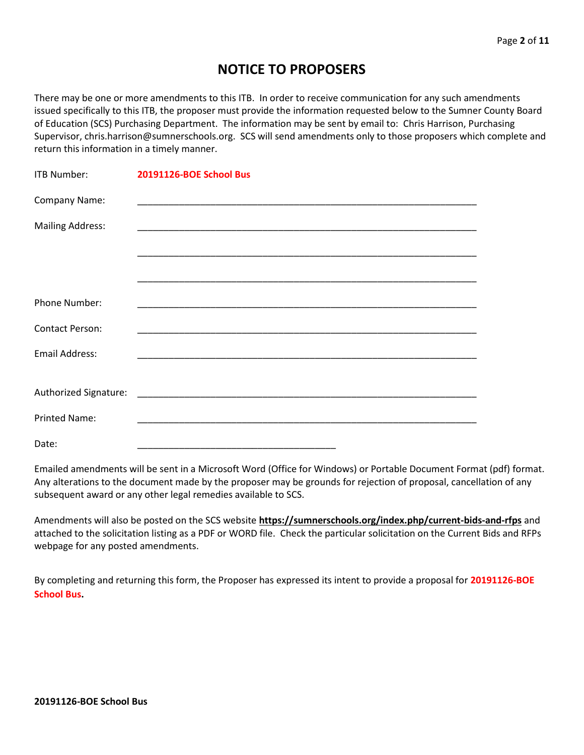# NOTICE TO PROPOSERS

There may be one or more amendments to this ITB. In order to receive communication for any such amendments issued specifically to this ITB, the proposer must provide the information requested below to the Sumner County Board of Education (SCS) Purchasing Department. The information may be sent by email to: Chris Harrison, Purchasing Supervisor, chris.harrison@sumnerschools.org. SCS will send amendments only to those proposers which complete and return this information in a timely manner.

ITB Number: **20191126-BOE School Bus**

Company Name: ______________________________________________________________

Mailing Address: ______________________________________________________________

______________________________________________________________

______________________________________________________________

Phone Number: ______________________________________________________________

Contact Person: ______________________________________________________________

Email Address: ______________________________________________________________

Authorized Signature: ______________________________________________________________

Printed Name: ______________________________________________________________

Date: ____________________________________

Emailed amendments will be sent in a Microsoft Word (Office for Windows) or Portable Document Format (pdf) format. Any alterations to the document made by the proposer may be grounds for rejection of proposal, cancellation of any subsequent award or any other legal remedies available to SCS.

Amendments will also be posted on the SCS website **https://sumnerschools.org/index.php/current-bids-and-rfps** and attached to the solicitation listing as a PDF or WORD file. Check the particular solicitation on the Current Bids and RFPs webpage for any posted amendments.

By completing and returning this form, the Proposer has expressed its intent to provide a proposal for **20191126-BOE School Bus.**

**20191126-BOE School Bus**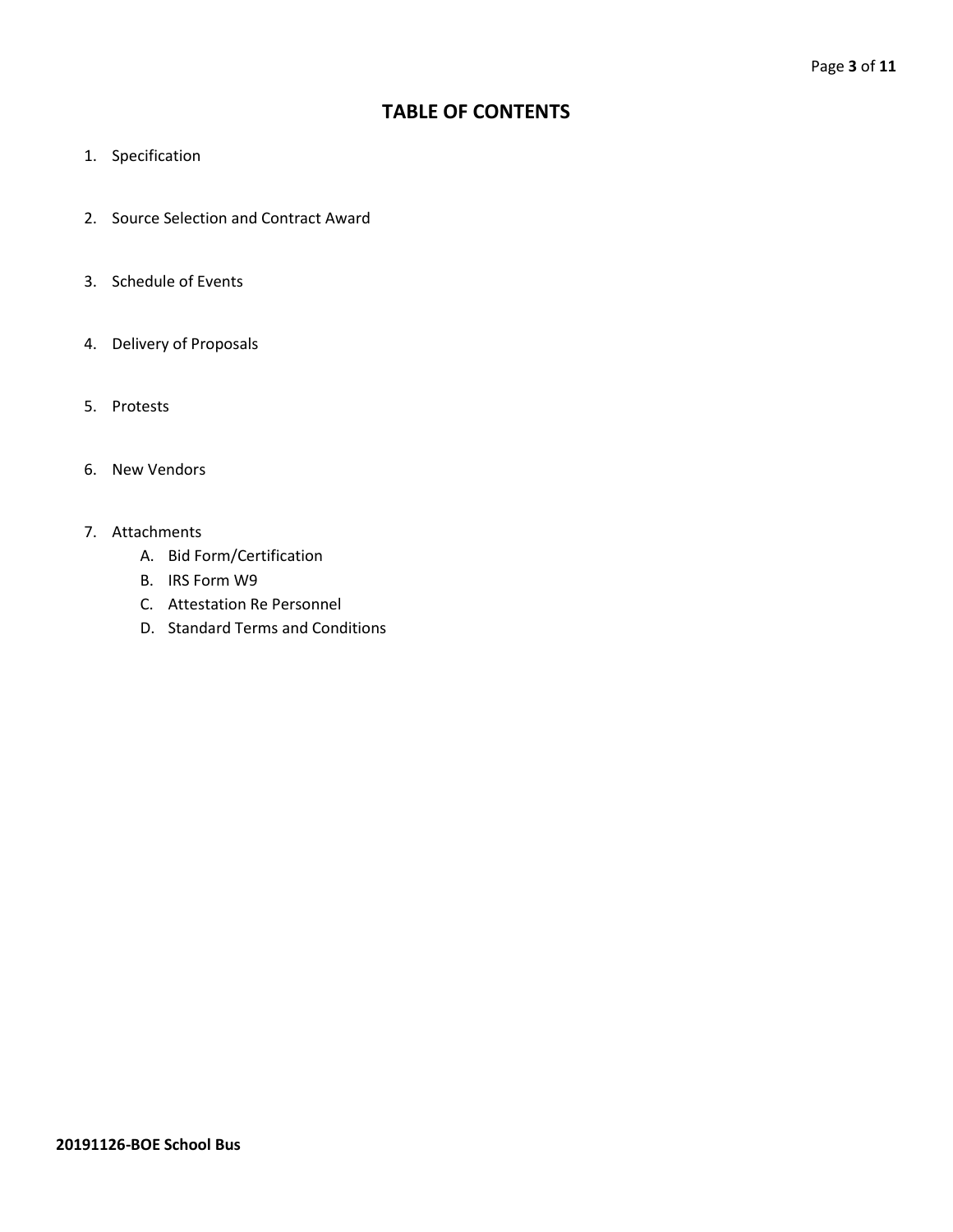# TABLE OF CONTENTS

1. Specification

2. Source Selection and Contract Award

3. Schedule of Events

4. Delivery of Proposals

5. Protests

6. New Vendors

7. Attachments
   A. Bid Form/Certification
   B. IRS Form W9
   C. Attestation Re Personnel
   D. Standard Terms and Conditions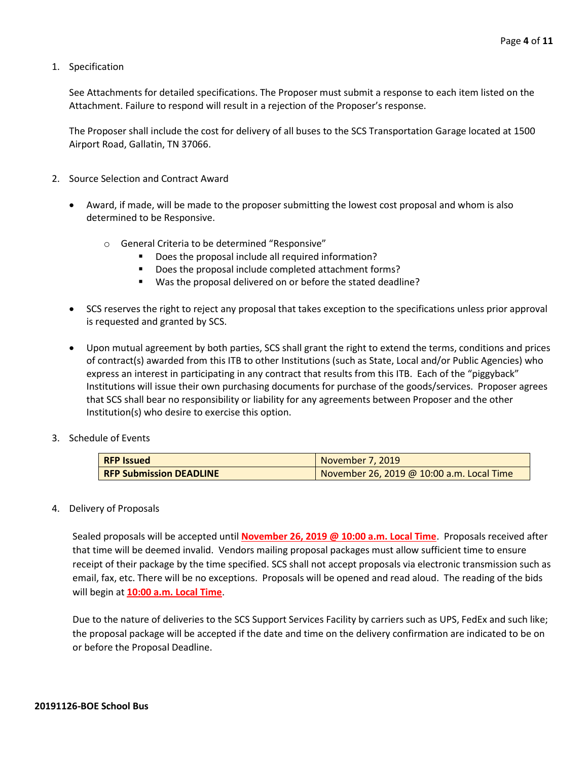1. Specification

   See Attachments for detailed specifications. The Proposer must submit a response to each item listed on the Attachment. Failure to respond will result in a rejection of the Proposer's response.

   The Proposer shall include the cost for delivery of all buses to the SCS Transportation Garage located at 1500 Airport Road, Gallatin, TN 37066.

2. Source Selection and Contract Award

   - Award, if made, will be made to the proposer submitting the lowest cost proposal and whom is also determined to be Responsive.
     - General Criteria to be determined "Responsive"
       - Does the proposal include all required information?
       - Does the proposal include completed attachment forms?
       - Was the proposal delivered on or before the stated deadline?
   - SCS reserves the right to reject any proposal that takes exception to the specifications unless prior approval is requested and granted by SCS.
   - Upon mutual agreement by both parties, SCS shall grant the right to extend the terms, conditions and prices of contract(s) awarded from this ITB to other Institutions (such as State, Local and/or Public Agencies) who express an interest in participating in any contract that results from this ITB. Each of the "piggyback" Institutions will issue their own purchasing documents for purchase of the goods/services. Proposer agrees that SCS shall bear no responsibility or liability for any agreements between Proposer and the other Institution(s) who desire to exercise this option.

3. Schedule of Events

| **RFP Issued** | November 7, 2019 |
|---|---|
| **RFP Submission DEADLINE** | November 26, 2019 @ 10:00 a.m. Local Time |

4. Delivery of Proposals

   Sealed proposals will be accepted until **November 26, 2019 @ 10:00 a.m. Local Time**. Proposals received after that time will be deemed invalid. Vendors mailing proposal packages must allow sufficient time to ensure receipt of their package by the time specified. SCS shall not accept proposals via electronic transmission such as email, fax, etc. There will be no exceptions. Proposals will be opened and read aloud. The reading of the bids will begin at **10:00 a.m. Local Time**.

   Due to the nature of deliveries to the SCS Support Services Facility by carriers such as UPS, FedEx and such like; the proposal package will be accepted if the date and time on the delivery confirmation are indicated to be on or before the Proposal Deadline.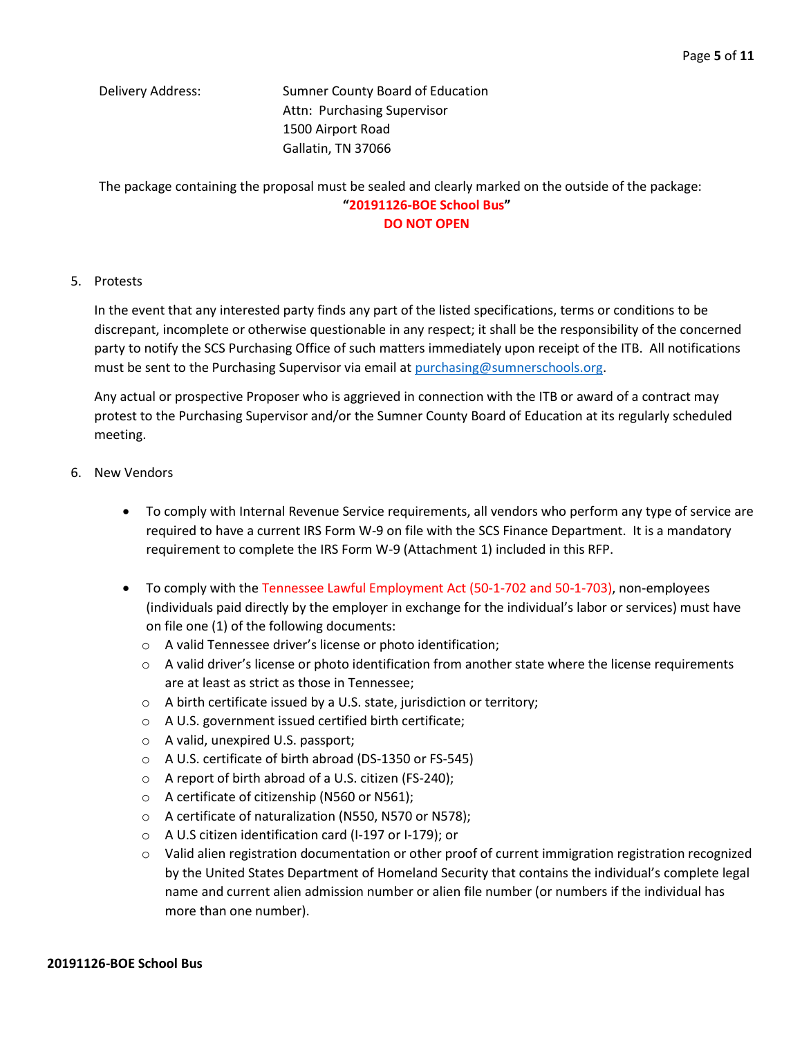Delivery Address: Sumner County Board of Education
Attn: Purchasing Supervisor
1500 Airport Road
Gallatin, TN 37066

The package containing the proposal must be sealed and clearly marked on the outside of the package:

**"20191126-BOE School Bus"**
**DO NOT OPEN**

5. Protests

   In the event that any interested party finds any part of the listed specifications, terms or conditions to be discrepant, incomplete or otherwise questionable in any respect; it shall be the responsibility of the concerned party to notify the SCS Purchasing Office of such matters immediately upon receipt of the ITB. All notifications must be sent to the Purchasing Supervisor via email at purchasing@sumnerschools.org.

   Any actual or prospective Proposer who is aggrieved in connection with the ITB or award of a contract may protest to the Purchasing Supervisor and/or the Sumner County Board of Education at its regularly scheduled meeting.

6. New Vendors

   - To comply with Internal Revenue Service requirements, all vendors who perform any type of service are required to have a current IRS Form W-9 on file with the SCS Finance Department. It is a mandatory requirement to complete the IRS Form W-9 (Attachment 1) included in this RFP.

   - To comply with the Tennessee Lawful Employment Act (50-1-702 and 50-1-703), non-employees (individuals paid directly by the employer in exchange for the individual's labor or services) must have on file one (1) of the following documents:
     - A valid Tennessee driver's license or photo identification;
     - A valid driver's license or photo identification from another state where the license requirements are at least as strict as those in Tennessee;
     - A birth certificate issued by a U.S. state, jurisdiction or territory;
     - A U.S. government issued certified birth certificate;
     - A valid, unexpired U.S. passport;
     - A U.S. certificate of birth abroad (DS-1350 or FS-545)
     - A report of birth abroad of a U.S. citizen (FS-240);
     - A certificate of citizenship (N560 or N561);
     - A certificate of naturalization (N550, N570 or N578);
     - A U.S citizen identification card (I-197 or I-179); or
     - Valid alien registration documentation or other proof of current immigration registration recognized by the United States Department of Homeland Security that contains the individual's complete legal name and current alien admission number or alien file number (or numbers if the individual has more than one number).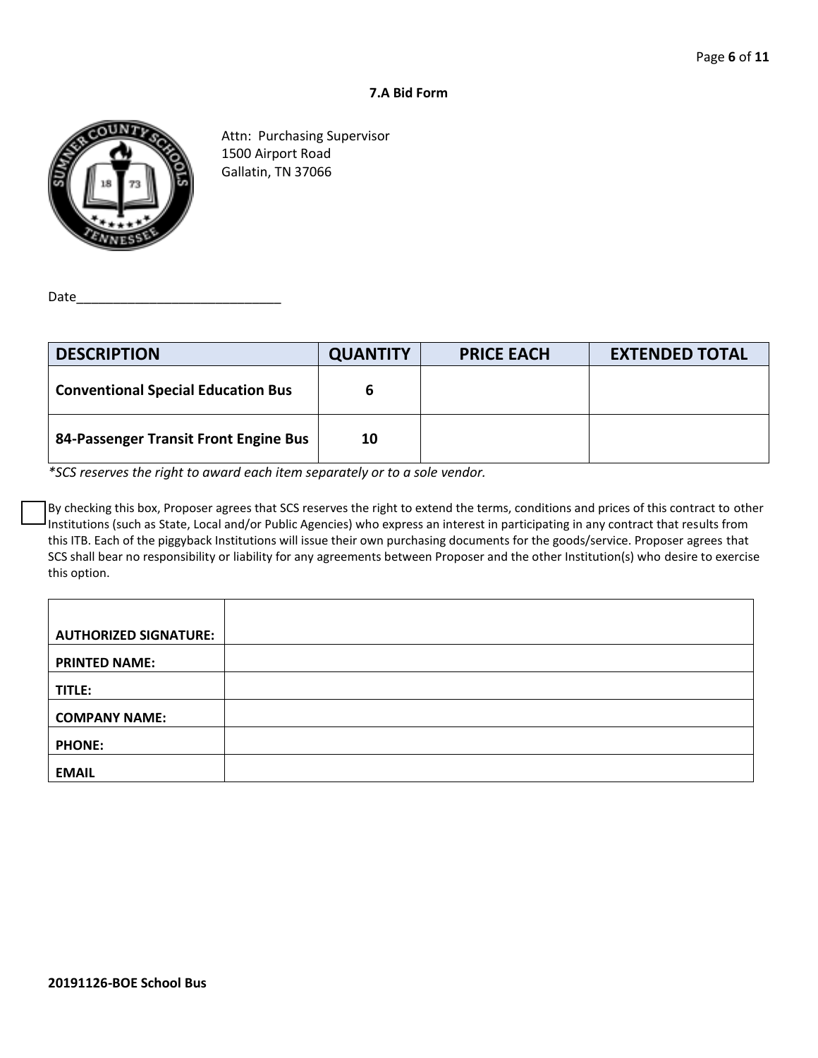**7.A Bid Form**

Attn: Purchasing Supervisor
1500 Airport Road
Gallatin, TN 37066

Date______________________________

| DESCRIPTION | QUANTITY | PRICE EACH | EXTENDED TOTAL |
|---|---|---|---|
| **Conventional Special Education Bus** | **6** | | |
| **84-Passenger Transit Front Engine Bus** | **10** | | |

*\*SCS reserves the right to award each item separately or to a sole vendor.*

☐ By checking this box, Proposer agrees that SCS reserves the right to extend the terms, conditions and prices of this contract to other Institutions (such as State, Local and/or Public Agencies) who express an interest in participating in any contract that results from this ITB. Each of the piggyback Institutions will issue their own purchasing documents for the goods/service. Proposer agrees that SCS shall bear no responsibility or liability for any agreements between Proposer and the other Institution(s) who desire to exercise this option.

| | |
|---|---|
| **AUTHORIZED SIGNATURE:** | |
| **PRINTED NAME:** | |
| **TITLE:** | |
| **COMPANY NAME:** | |
| **PHONE:** | |
| **EMAIL** | |

**20191126-BOE School Bus**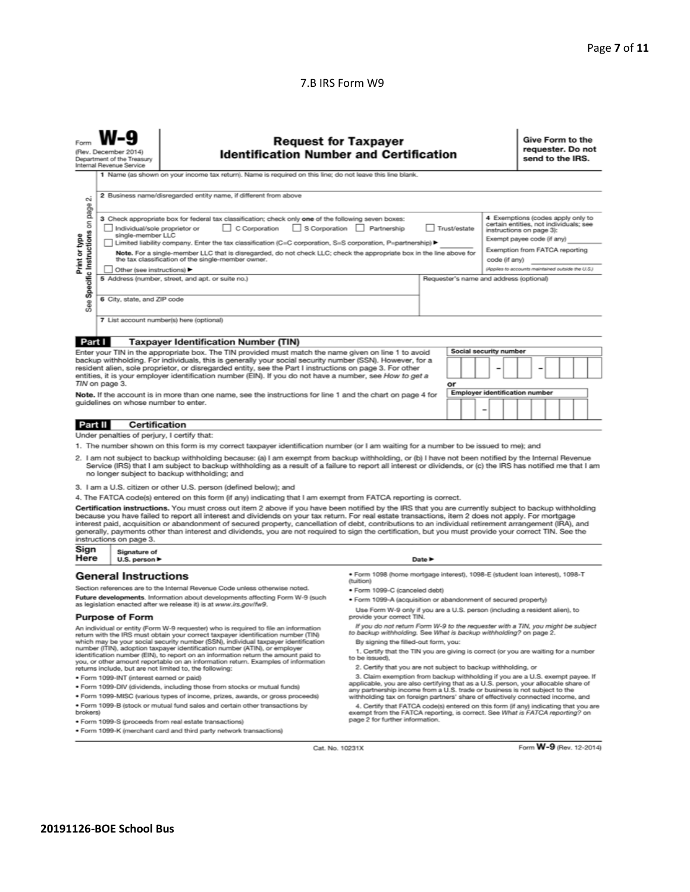7.B IRS Form W9

Form **W-9**
(Rev. December 2014)
Department of the Treasury
Internal Revenue Service

# Request for Taxpayer Identification Number and Certification

**Give Form to the requester. Do not send to the IRS.**

Print or type
See Specific Instructions on page 2.

1 Name (as shown on your income tax return). Name is required on this line; do not leave this line blank.

2 Business name/disregarded entity name, if different from above

3 Check appropriate box for federal tax classification; check only **one** of the following seven boxes:
☐ Individual/sole proprietor or single-member LLC ☐ C Corporation ☐ S Corporation ☐ Partnership ☐ Trust/estate
☐ Limited liability company. Enter the tax classification (C=C corporation, S=S corporation, P=partnership) ► ________
**Note.** For a single-member LLC that is disregarded, do not check LLC; check the appropriate box in the line above for the tax classification of the single-member owner.
☐ Other (see instructions) ►

4 Exemptions (codes apply only to certain entities, not individuals; see instructions on page 3):
Exempt payee code (if any) ________
Exemption from FATCA reporting code (if any) ________
*(Applies to accounts maintained outside the U.S.)*

5 Address (number, street, and apt. or suite no.)

Requester's name and address (optional)

6 City, state, and ZIP code

7 List account number(s) here (optional)

## Part I Taxpayer Identification Number (TIN)

Enter your TIN in the appropriate box. The TIN provided must match the name given on line 1 to avoid backup withholding. For individuals, this is generally your social security number (SSN). However, for a resident alien, sole proprietor, or disregarded entity, see the Part I instructions on page 3. For other entities, it is your employer identification number (EIN). If you do not have a number, see *How to get a TIN* on page 3.

**Note.** If the account is in more than one name, see the instructions for line 1 and the chart on page 4 for guidelines on whose number to enter.

Social security number
☐☐☐ – ☐☐ – ☐☐☐☐

or

Employer identification number
☐☐ – ☐☐☐☐☐☐☐

## Part II Certification

Under penalties of perjury, I certify that:

1. The number shown on this form is my correct taxpayer identification number (or I am waiting for a number to be issued to me); and
2. I am not subject to backup withholding because: (a) I am exempt from backup withholding, or (b) I have not been notified by the Internal Revenue Service (IRS) that I am subject to backup withholding as a result of a failure to report all interest or dividends, or (c) the IRS has notified me that I am no longer subject to backup withholding; and
3. I am a U.S. citizen or other U.S. person (defined below); and
4. The FATCA code(s) entered on this form (if any) indicating that I am exempt from FATCA reporting is correct.

**Certification instructions.** You must cross out item 2 above if you have been notified by the IRS that you are currently subject to backup withholding because you have failed to report all interest and dividends on your tax return. For real estate transactions, item 2 does not apply. For mortgage interest paid, acquisition or abandonment of secured property, cancellation of debt, contributions to an individual retirement arrangement (IRA), and generally, payments other than interest and dividends, you are not required to sign the certification, but you must provide your correct TIN. See the instructions on page 3.

**Sign Here** Signature of U.S. person ► Date ►

## General Instructions

Section references are to the Internal Revenue Code unless otherwise noted.

**Future developments.** Information about developments affecting Form W-9 (such as legislation enacted after we release it) is at *www.irs.gov/fw9*.

### Purpose of Form

An individual or entity (Form W-9 requester) who is required to file an information return with the IRS must obtain your correct taxpayer identification number (TIN) which may be your social security number (SSN), individual taxpayer identification number (ITIN), adoption taxpayer identification number (ATIN), or employer identification number (EIN), to report on an information return the amount paid to you, or other amount reportable on an information return. Examples of information returns include, but are not limited to, the following:

- Form 1099-INT (interest earned or paid)
- Form 1099-DIV (dividends, including those from stocks or mutual funds)
- Form 1099-MISC (various types of income, prizes, awards, or gross proceeds)
- Form 1099-B (stock or mutual fund sales and certain other transactions by brokers)
- Form 1099-S (proceeds from real estate transactions)
- Form 1099-K (merchant card and third party network transactions)
- Form 1098 (home mortgage interest), 1098-E (student loan interest), 1098-T (tuition)
- Form 1099-C (canceled debt)
- Form 1099-A (acquisition or abandonment of secured property)

Use Form W-9 only if you are a U.S. person (including a resident alien), to provide your correct TIN.

*If you do not return Form W-9 to the requester with a TIN, you might be subject to backup withholding. See What is backup withholding? on page 2.*

By signing the filled-out form, you:

1. Certify that the TIN you are giving is correct (or you are waiting for a number to be issued),
2. Certify that you are not subject to backup withholding, or
3. Claim exemption from backup withholding if you are a U.S. exempt payee. If applicable, you are also certifying that as a U.S. person, your allocable share of any partnership income from a U.S. trade or business is not subject to the withholding tax on foreign partners' share of effectively connected income, and
4. Certify that FATCA code(s) entered on this form (if any) indicating that you are exempt from the FATCA reporting, is correct. See *What is FATCA reporting?* on page 2 for further information.

Cat. No. 10231X Form **W-9** (Rev. 12-2014)

**20191126-BOE School Bus**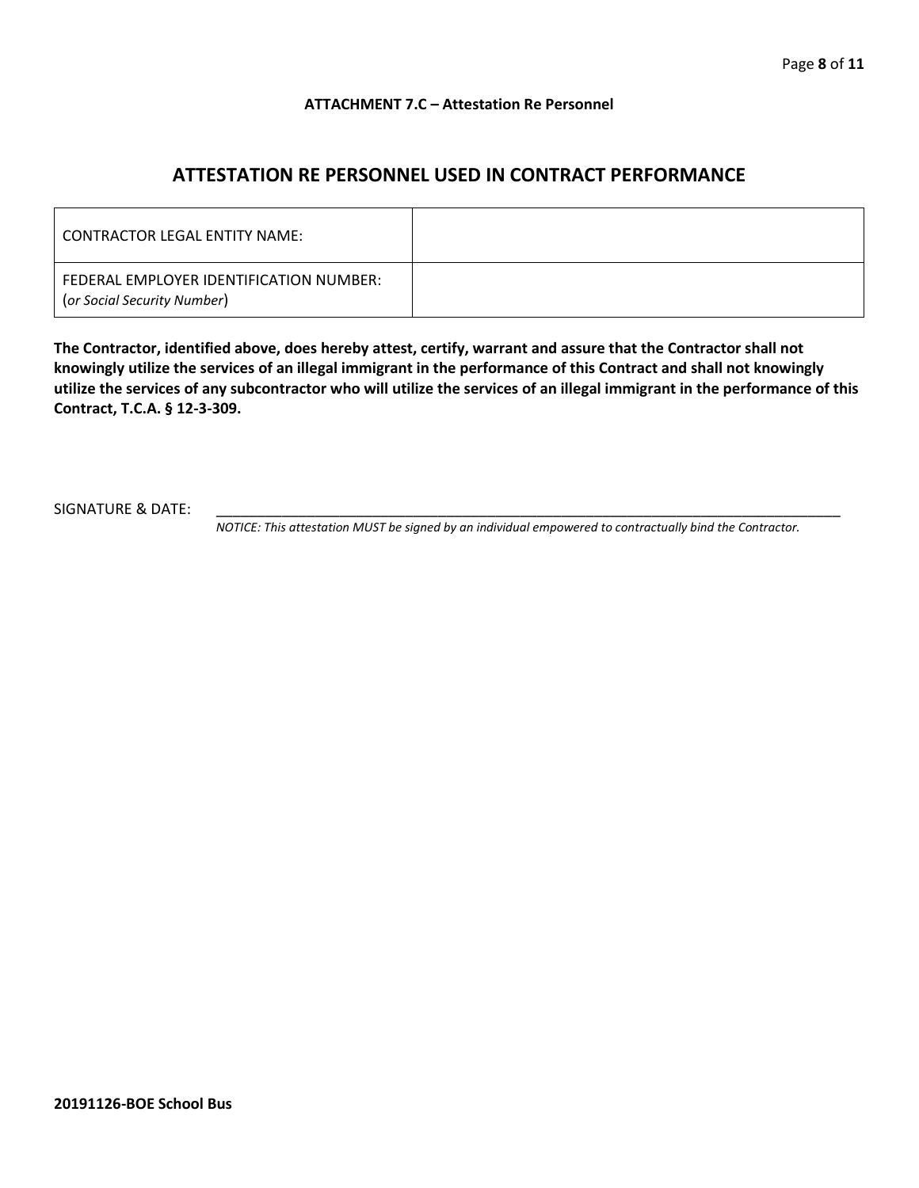**ATTACHMENT 7.C – Attestation Re Personnel**

# ATTESTATION RE PERSONNEL USED IN CONTRACT PERFORMANCE

| | |
|---|---|
| CONTRACTOR LEGAL ENTITY NAME: | |
| FEDERAL EMPLOYER IDENTIFICATION NUMBER: (*or Social Security Number*) | |

**The Contractor, identified above, does hereby attest, certify, warrant and assure that the Contractor shall not knowingly utilize the services of an illegal immigrant in the performance of this Contract and shall not knowingly utilize the services of any subcontractor who will utilize the services of an illegal immigrant in the performance of this Contract, T.C.A. § 12-3-309.**

SIGNATURE & DATE: ____________________________________________________________________________

*NOTICE: This attestation MUST be signed by an individual empowered to contractually bind the Contractor.*

**20191126-BOE School Bus**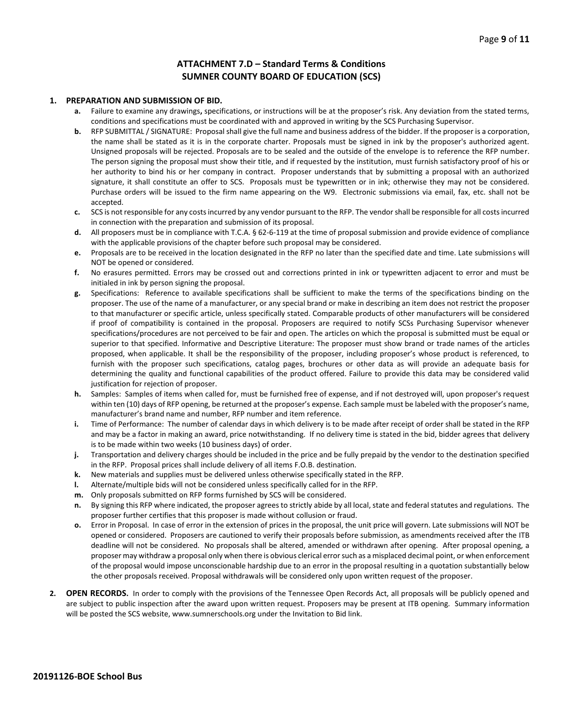# ATTACHMENT 7.D – Standard Terms & Conditions
# SUMNER COUNTY BOARD OF EDUCATION (SCS)

1. **PREPARATION AND SUBMISSION OF BID.**
   - **a.** Failure to examine any drawings**,** specifications, or instructions will be at the proposer's risk. Any deviation from the stated terms, conditions and specifications must be coordinated with and approved in writing by the SCS Purchasing Supervisor.
   - **b.** RFP SUBMITTAL / SIGNATURE: Proposal shall give the full name and business address of the bidder. If the proposer is a corporation, the name shall be stated as it is in the corporate charter. Proposals must be signed in ink by the proposer's authorized agent. Unsigned proposals will be rejected. Proposals are to be sealed and the outside of the envelope is to reference the RFP number. The person signing the proposal must show their title, and if requested by the institution, must furnish satisfactory proof of his or her authority to bind his or her company in contract. Proposer understands that by submitting a proposal with an authorized signature, it shall constitute an offer to SCS. Proposals must be typewritten or in ink; otherwise they may not be considered. Purchase orders will be issued to the firm name appearing on the W9. Electronic submissions via email, fax, etc. shall not be accepted.
   - **c.** SCS is not responsible for any costs incurred by any vendor pursuant to the RFP. The vendor shall be responsible for all costs incurred in connection with the preparation and submission of its proposal.
   - **d.** All proposers must be in compliance with T.C.A. § 62-6-119 at the time of proposal submission and provide evidence of compliance with the applicable provisions of the chapter before such proposal may be considered.
   - **e.** Proposals are to be received in the location designated in the RFP no later than the specified date and time. Late submissions will NOT be opened or considered.
   - **f.** No erasures permitted. Errors may be crossed out and corrections printed in ink or typewritten adjacent to error and must be initialed in ink by person signing the proposal.
   - **g.** Specifications: Reference to available specifications shall be sufficient to make the terms of the specifications binding on the proposer. The use of the name of a manufacturer, or any special brand or make in describing an item does not restrict the proposer to that manufacturer or specific article, unless specifically stated. Comparable products of other manufacturers will be considered if proof of compatibility is contained in the proposal. Proposers are required to notify SCSs Purchasing Supervisor whenever specifications/procedures are not perceived to be fair and open. The articles on which the proposal is submitted must be equal or superior to that specified. Informative and Descriptive Literature: The proposer must show brand or trade names of the articles proposed, when applicable. It shall be the responsibility of the proposer, including proposer's whose product is referenced, to furnish with the proposer such specifications, catalog pages, brochures or other data as will provide an adequate basis for determining the quality and functional capabilities of the product offered. Failure to provide this data may be considered valid justification for rejection of proposer.
   - **h.** Samples: Samples of items when called for, must be furnished free of expense, and if not destroyed will, upon proposer's request within ten (10) days of RFP opening, be returned at the proposer's expense. Each sample must be labeled with the proposer's name, manufacturer's brand name and number, RFP number and item reference.
   - **i.** Time of Performance: The number of calendar days in which delivery is to be made after receipt of order shall be stated in the RFP and may be a factor in making an award, price notwithstanding. If no delivery time is stated in the bid, bidder agrees that delivery is to be made within two weeks (10 business days) of order.
   - **j.** Transportation and delivery charges should be included in the price and be fully prepaid by the vendor to the destination specified in the RFP. Proposal prices shall include delivery of all items F.O.B. destination.
   - **k.** New materials and supplies must be delivered unless otherwise specifically stated in the RFP.
   - **l.** Alternate/multiple bids will not be considered unless specifically called for in the RFP.
   - **m.** Only proposals submitted on RFP forms furnished by SCS will be considered.
   - **n.** By signing this RFP where indicated, the proposer agrees to strictly abide by all local, state and federal statutes and regulations. The proposer further certifies that this proposer is made without collusion or fraud.
   - **o.** Error in Proposal. In case of error in the extension of prices in the proposal, the unit price will govern. Late submissions will NOT be opened or considered. Proposers are cautioned to verify their proposals before submission, as amendments received after the ITB deadline will not be considered. No proposals shall be altered, amended or withdrawn after opening. After proposal opening, a proposer may withdraw a proposal only when there is obvious clerical error such as a misplaced decimal point, or when enforcement of the proposal would impose unconscionable hardship due to an error in the proposal resulting in a quotation substantially below the other proposals received. Proposal withdrawals will be considered only upon written request of the proposer.

2. **OPEN RECORDS.** In order to comply with the provisions of the Tennessee Open Records Act, all proposals will be publicly opened and are subject to public inspection after the award upon written request. Proposers may be present at ITB opening. Summary information will be posted the SCS website, www.sumnerschools.org under the Invitation to Bid link.

**20191126-BOE School Bus**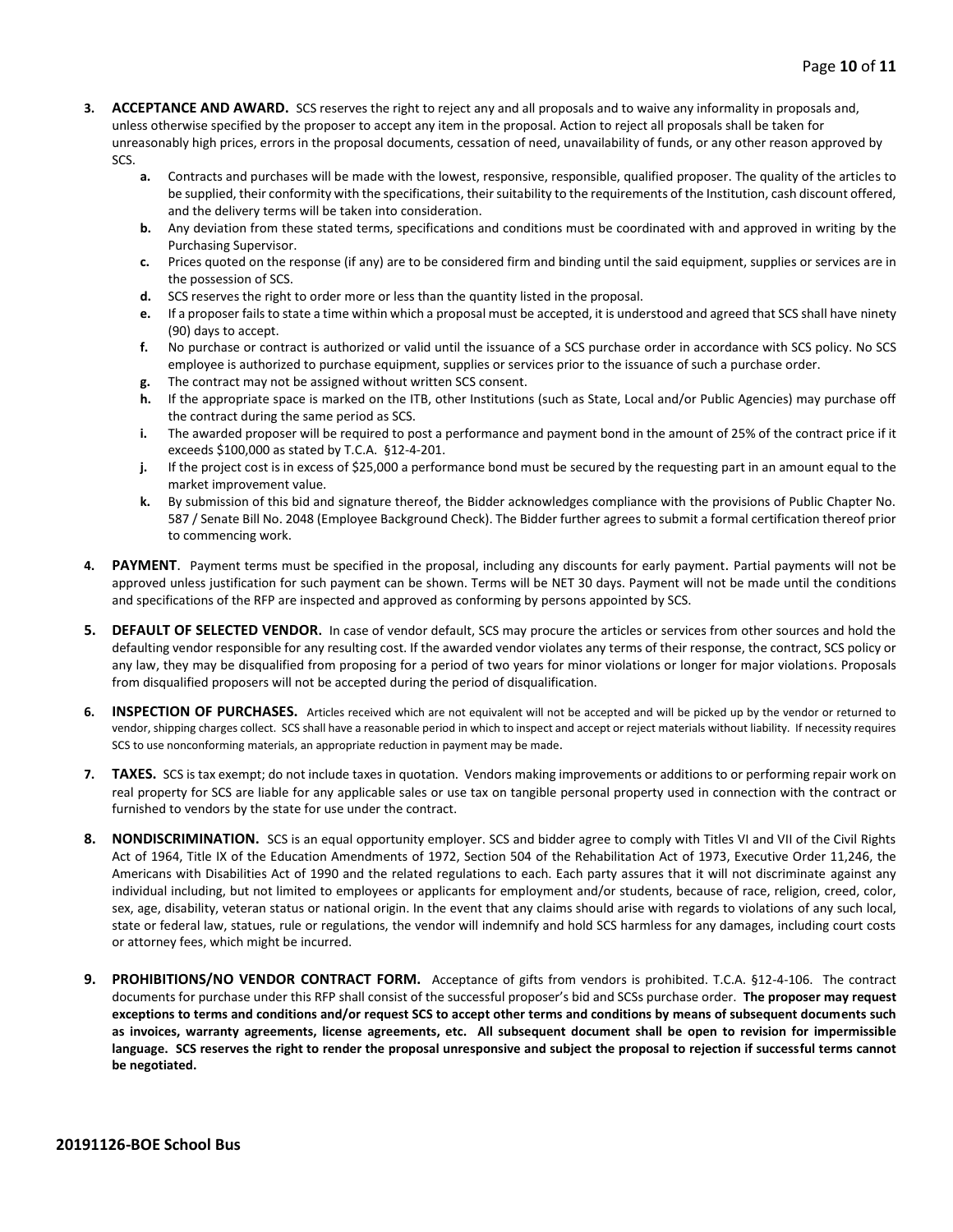3. **ACCEPTANCE AND AWARD.** SCS reserves the right to reject any and all proposals and to waive any informality in proposals and, unless otherwise specified by the proposer to accept any item in the proposal. Action to reject all proposals shall be taken for unreasonably high prices, errors in the proposal documents, cessation of need, unavailability of funds, or any other reason approved by SCS.
   - **a.** Contracts and purchases will be made with the lowest, responsive, responsible, qualified proposer. The quality of the articles to be supplied, their conformity with the specifications, their suitability to the requirements of the Institution, cash discount offered, and the delivery terms will be taken into consideration.
   - **b.** Any deviation from these stated terms, specifications and conditions must be coordinated with and approved in writing by the Purchasing Supervisor.
   - **c.** Prices quoted on the response (if any) are to be considered firm and binding until the said equipment, supplies or services are in the possession of SCS.
   - **d.** SCS reserves the right to order more or less than the quantity listed in the proposal.
   - **e.** If a proposer fails to state a time within which a proposal must be accepted, it is understood and agreed that SCS shall have ninety (90) days to accept.
   - **f.** No purchase or contract is authorized or valid until the issuance of a SCS purchase order in accordance with SCS policy. No SCS employee is authorized to purchase equipment, supplies or services prior to the issuance of such a purchase order.
   - **g.** The contract may not be assigned without written SCS consent.
   - **h.** If the appropriate space is marked on the ITB, other Institutions (such as State, Local and/or Public Agencies) may purchase off the contract during the same period as SCS.
   - **i.** The awarded proposer will be required to post a performance and payment bond in the amount of 25% of the contract price if it exceeds $100,000 as stated by T.C.A. §12-4-201.
   - **j.** If the project cost is in excess of $25,000 a performance bond must be secured by the requesting part in an amount equal to the market improvement value.
   - **k.** By submission of this bid and signature thereof, the Bidder acknowledges compliance with the provisions of Public Chapter No. 587 / Senate Bill No. 2048 (Employee Background Check). The Bidder further agrees to submit a formal certification thereof prior to commencing work.

4. **PAYMENT**. Payment terms must be specified in the proposal, including any discounts for early payment. Partial payments will not be approved unless justification for such payment can be shown. Terms will be NET 30 days. Payment will not be made until the conditions and specifications of the RFP are inspected and approved as conforming by persons appointed by SCS.

5. **DEFAULT OF SELECTED VENDOR.** In case of vendor default, SCS may procure the articles or services from other sources and hold the defaulting vendor responsible for any resulting cost. If the awarded vendor violates any terms of their response, the contract, SCS policy or any law, they may be disqualified from proposing for a period of two years for minor violations or longer for major violations. Proposals from disqualified proposers will not be accepted during the period of disqualification.

6. **INSPECTION OF PURCHASES.** Articles received which are not equivalent will not be accepted and will be picked up by the vendor or returned to vendor, shipping charges collect. SCS shall have a reasonable period in which to inspect and accept or reject materials without liability. If necessity requires SCS to use nonconforming materials, an appropriate reduction in payment may be made.

7. **TAXES.** SCS is tax exempt; do not include taxes in quotation. Vendors making improvements or additions to or performing repair work on real property for SCS are liable for any applicable sales or use tax on tangible personal property used in connection with the contract or furnished to vendors by the state for use under the contract.

8. **NONDISCRIMINATION.** SCS is an equal opportunity employer. SCS and bidder agree to comply with Titles VI and VII of the Civil Rights Act of 1964, Title IX of the Education Amendments of 1972, Section 504 of the Rehabilitation Act of 1973, Executive Order 11,246, the Americans with Disabilities Act of 1990 and the related regulations to each. Each party assures that it will not discriminate against any individual including, but not limited to employees or applicants for employment and/or students, because of race, religion, creed, color, sex, age, disability, veteran status or national origin. In the event that any claims should arise with regards to violations of any such local, state or federal law, statues, rule or regulations, the vendor will indemnify and hold SCS harmless for any damages, including court costs or attorney fees, which might be incurred.

9. **PROHIBITIONS/NO VENDOR CONTRACT FORM.** Acceptance of gifts from vendors is prohibited. T.C.A. §12-4-106. The contract documents for purchase under this RFP shall consist of the successful proposer's bid and SCSs purchase order. **The proposer may request exceptions to terms and conditions and/or request SCS to accept other terms and conditions by means of subsequent documents such as invoices, warranty agreements, license agreements, etc. All subsequent document shall be open to revision for impermissible language. SCS reserves the right to render the proposal unresponsive and subject the proposal to rejection if successful terms cannot be negotiated.**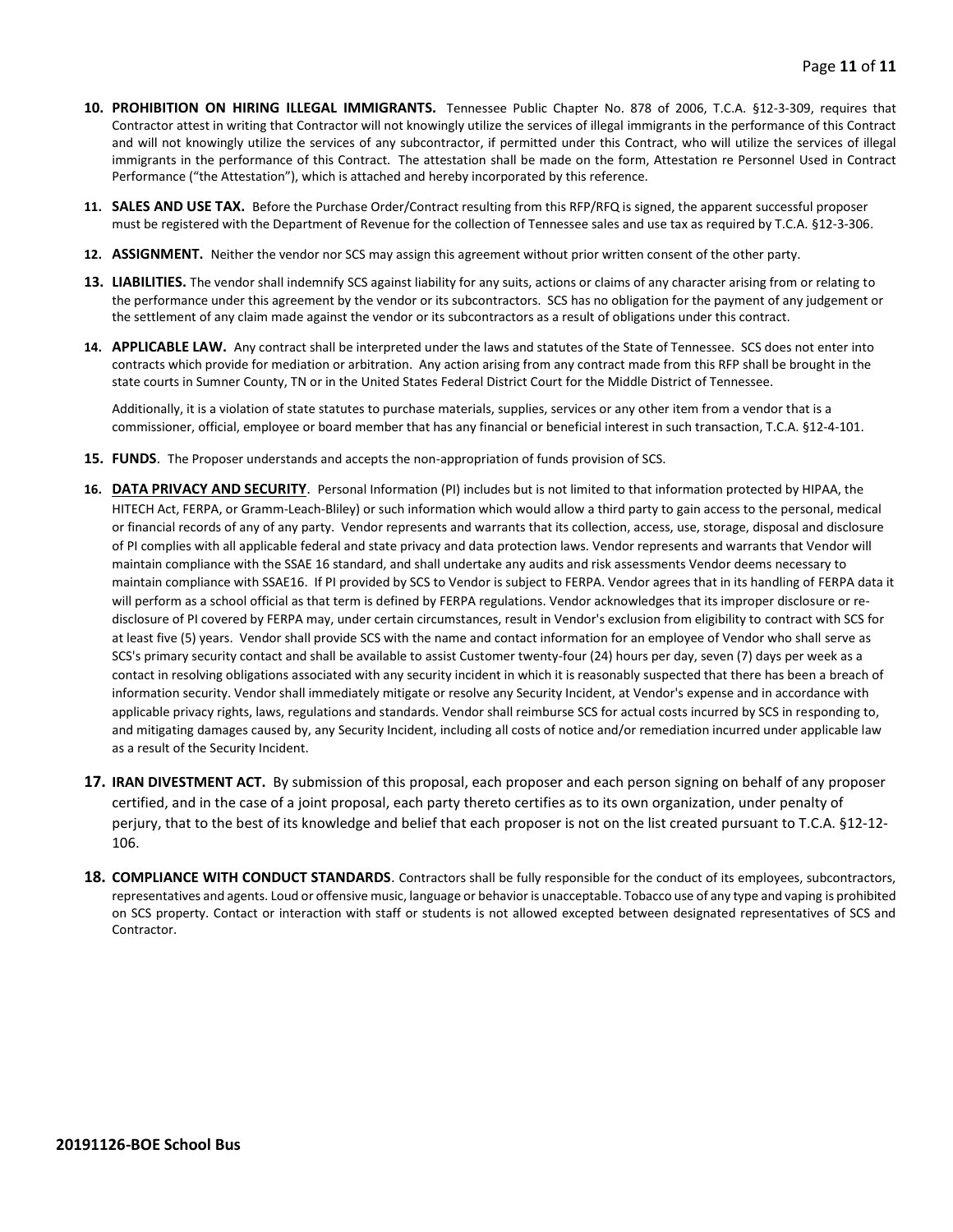**10. PROHIBITION ON HIRING ILLEGAL IMMIGRANTS.** Tennessee Public Chapter No. 878 of 2006, T.C.A. §12-3-309, requires that Contractor attest in writing that Contractor will not knowingly utilize the services of illegal immigrants in the performance of this Contract and will not knowingly utilize the services of any subcontractor, if permitted under this Contract, who will utilize the services of illegal immigrants in the performance of this Contract. The attestation shall be made on the form, Attestation re Personnel Used in Contract Performance ("the Attestation"), which is attached and hereby incorporated by this reference.

**11. SALES AND USE TAX.** Before the Purchase Order/Contract resulting from this RFP/RFQ is signed, the apparent successful proposer must be registered with the Department of Revenue for the collection of Tennessee sales and use tax as required by T.C.A. §12-3-306.

**12. ASSIGNMENT.** Neither the vendor nor SCS may assign this agreement without prior written consent of the other party.

**13. LIABILITIES.** The vendor shall indemnify SCS against liability for any suits, actions or claims of any character arising from or relating to the performance under this agreement by the vendor or its subcontractors. SCS has no obligation for the payment of any judgement or the settlement of any claim made against the vendor or its subcontractors as a result of obligations under this contract.

**14. APPLICABLE LAW.** Any contract shall be interpreted under the laws and statutes of the State of Tennessee. SCS does not enter into contracts which provide for mediation or arbitration. Any action arising from any contract made from this RFP shall be brought in the state courts in Sumner County, TN or in the United States Federal District Court for the Middle District of Tennessee.

Additionally, it is a violation of state statutes to purchase materials, supplies, services or any other item from a vendor that is a commissioner, official, employee or board member that has any financial or beneficial interest in such transaction, T.C.A. §12-4-101.

**15. FUNDS**. The Proposer understands and accepts the non-appropriation of funds provision of SCS.

**16. DATA PRIVACY AND SECURITY**. Personal Information (PI) includes but is not limited to that information protected by HIPAA, the HITECH Act, FERPA, or Gramm-Leach-Bliley) or such information which would allow a third party to gain access to the personal, medical or financial records of any of any party. Vendor represents and warrants that its collection, access, use, storage, disposal and disclosure of PI complies with all applicable federal and state privacy and data protection laws. Vendor represents and warrants that Vendor will maintain compliance with the SSAE 16 standard, and shall undertake any audits and risk assessments Vendor deems necessary to maintain compliance with SSAE16. If PI provided by SCS to Vendor is subject to FERPA. Vendor agrees that in its handling of FERPA data it will perform as a school official as that term is defined by FERPA regulations. Vendor acknowledges that its improper disclosure or re-disclosure of PI covered by FERPA may, under certain circumstances, result in Vendor's exclusion from eligibility to contract with SCS for at least five (5) years. Vendor shall provide SCS with the name and contact information for an employee of Vendor who shall serve as SCS's primary security contact and shall be available to assist Customer twenty-four (24) hours per day, seven (7) days per week as a contact in resolving obligations associated with any security incident in which it is reasonably suspected that there has been a breach of information security. Vendor shall immediately mitigate or resolve any Security Incident, at Vendor's expense and in accordance with applicable privacy rights, laws, regulations and standards. Vendor shall reimburse SCS for actual costs incurred by SCS in responding to, and mitigating damages caused by, any Security Incident, including all costs of notice and/or remediation incurred under applicable law as a result of the Security Incident.

**17. IRAN DIVESTMENT ACT.** By submission of this proposal, each proposer and each person signing on behalf of any proposer certified, and in the case of a joint proposal, each party thereto certifies as to its own organization, under penalty of perjury, that to the best of its knowledge and belief that each proposer is not on the list created pursuant to T.C.A. §12-12-106.

**18. COMPLIANCE WITH CONDUCT STANDARDS**. Contractors shall be fully responsible for the conduct of its employees, subcontractors, representatives and agents. Loud or offensive music, language or behavior is unacceptable. Tobacco use of any type and vaping is prohibited on SCS property. Contact or interaction with staff or students is not allowed excepted between designated representatives of SCS and Contractor.

**20191126-BOE School Bus**